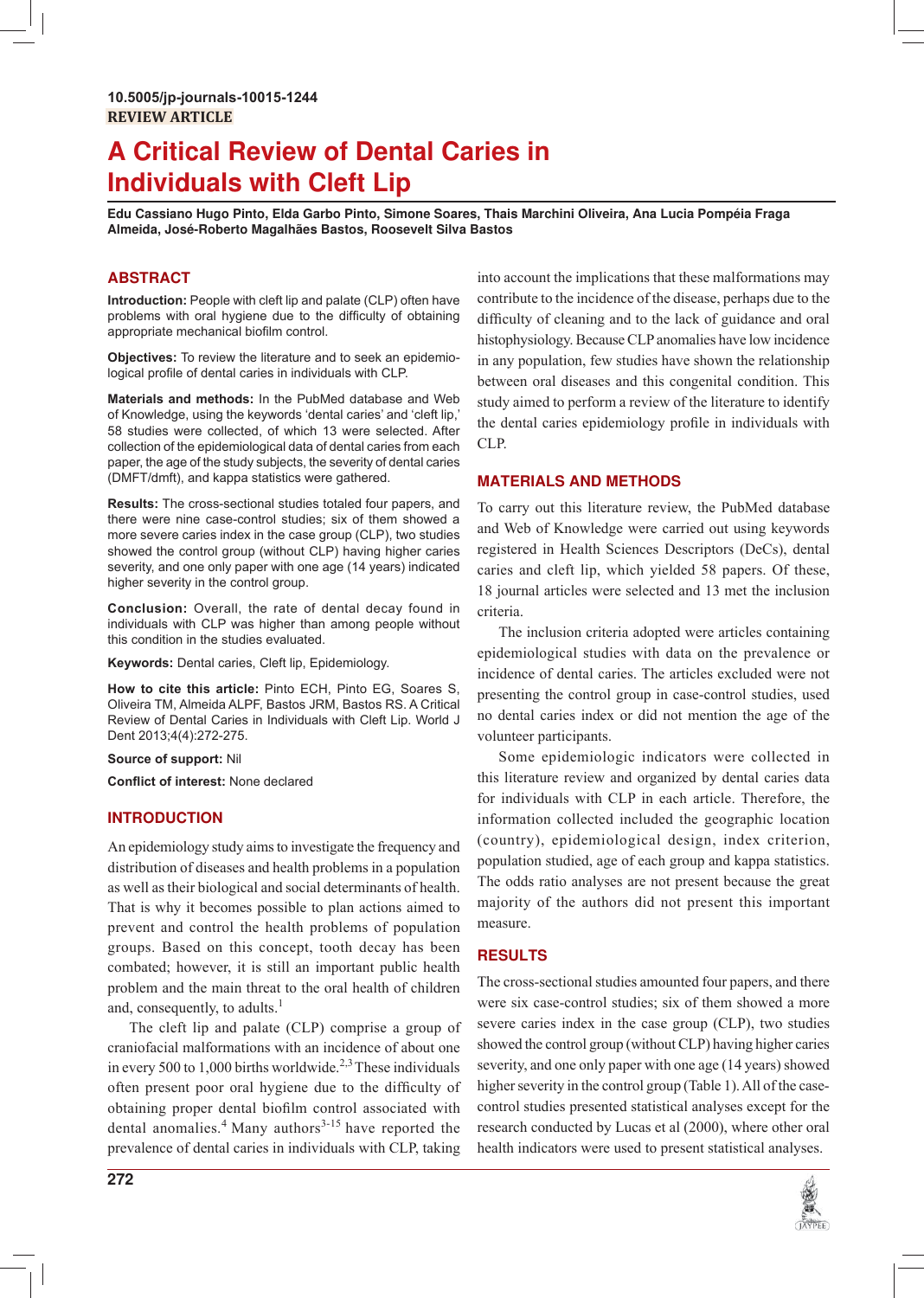10.5005/jp-journals-10015-1244

REVIEW ARTICLE

# A Critical Review of Dental Caries in Individuals with Cleft Lip

**Edu Cassiano Hugo Pinto, Elda Garbo Pinto, Simone Soares, Thais Marchini Oliveira, Ana Lucia Pompéia Fraga Almeida, José-Roberto Magalhães Bastos, Roosevelt Silva Bastos**

## ABSTRACT

**Introduction:** People with cleft lip and palate (CLP) often have problems with oral hygiene due to the difficulty of obtaining appropriate mechanical biofilm control.

**Objectives:** To review the literature and to seek an epidemiological profile of dental caries in individuals with CLP.

**Materials and methods:** In the PubMed database and Web of Knowledge, using the keywords 'dental caries' and 'cleft lip,' 58 studies were collected, of which 13 were selected. After collection of the epidemiological data of dental caries from each paper, the age of the study subjects, the severity of dental caries (DMFT/dmft), and kappa statistics were gathered.

**Results:** The cross-sectional studies totaled four papers, and there were nine case-control studies; six of them showed a more severe caries index in the case group (CLP), two studies showed the control group (without CLP) having higher caries severity, and one only paper with one age (14 years) indicated higher severity in the control group.

**Conclusion:** Overall, the rate of dental decay found in individuals with CLP was higher than among people without this condition in the studies evaluated.

**Keywords:** Dental caries, Cleft lip, Epidemiology.

**How to cite this article:** Pinto ECH, Pinto EG, Soares S, Oliveira TM, Almeida ALPF, Bastos JRM, Bastos RS. A Critical Review of Dental Caries in Individuals with Cleft Lip. World J Dent 2013;4(4):272-275.

**Source of support:** Nil

**Conflict of interest:** None declared

## INTRODUCTION

An epidemiology study aims to investigate the frequency and distribution of diseases and health problems in a population as well as their biological and social determinants of health. That is why it becomes possible to plan actions aimed to prevent and control the health problems of population groups. Based on this concept, tooth decay has been combated; however, it is still an important public health problem and the main threat to the oral health of children and, consequently, to adults.[1]

The cleft lip and palate (CLP) comprise a group of craniofacial malformations with an incidence of about one in every 500 to 1,000 births worldwide.[2,3] These individuals often present poor oral hygiene due to the difficulty of obtaining proper dental biofilm control associated with dental anomalies.[4] Many authors[3-15] have reported the prevalence of dental caries in individuals with CLP, taking into account the implications that these malformations may contribute to the incidence of the disease, perhaps due to the difficulty of cleaning and to the lack of guidance and oral histophysiology. Because CLP anomalies have low incidence in any population, few studies have shown the relationship between oral diseases and this congenital condition. This study aimed to perform a review of the literature to identify the dental caries epidemiology profile in individuals with CLP.

## MATERIALS AND METHODS

To carry out this literature review, the PubMed database and Web of Knowledge were carried out using keywords registered in Health Sciences Descriptors (DeCs), dental caries and cleft lip, which yielded 58 papers. Of these, 18 journal articles were selected and 13 met the inclusion criteria.

The inclusion criteria adopted were articles containing epidemiological studies with data on the prevalence or incidence of dental caries. The articles excluded were not presenting the control group in case-control studies, used no dental caries index or did not mention the age of the volunteer participants.

Some epidemiologic indicators were collected in this literature review and organized by dental caries data for individuals with CLP in each article. Therefore, the information collected included the geographic location (country), epidemiological design, index criterion, population studied, age of each group and kappa statistics. The odds ratio analyses are not present because the great majority of the authors did not present this important measure.

## RESULTS

The cross-sectional studies amounted four papers, and there were six case-control studies; six of them showed a more severe caries index in the case group (CLP), two studies showed the control group (without CLP) having higher caries severity, and one only paper with one age (14 years) showed higher severity in the control group (Table 1). All of the case-control studies presented statistical analyses except for the research conducted by Lucas et al (2000), where other oral health indicators were used to present statistical analyses.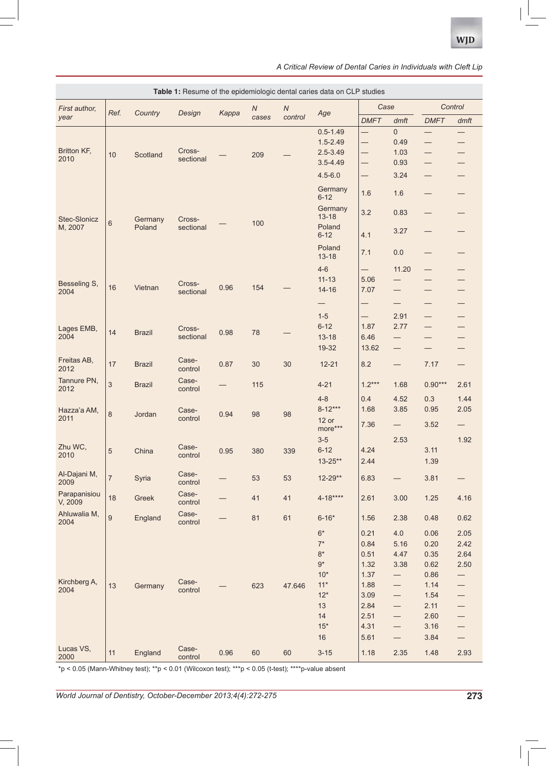**Table 1:** Resume of the epidemiologic dental caries data on CLP studies

| First author, year | Ref. | Country | Design | Kappa | N cases | N control | Age | Case | | Control | |
|---|---|---|---|---|---|---|---|---|---|---|---|
| | | | | | | | | DMFT | dmft | DMFT | dmft |
| Britton KF, 2010 | 10 | Scotland | Cross-sectional | — | 209 | — | 0.5-1.49 | — | 0 | — | — |
| | | | | | | | 1.5-2.49 | — | 0.49 | — | — |
| | | | | | | | 2.5-3.49 | — | 1.03 | — | — |
| | | | | | | | 3.5-4.49 | — | 0.93 | — | — |
| | | | | | | | 4.5-6.0 | — | 3.24 | — | — |
| Stec-Slonicz M, 2007 | 6 | Germany Poland | Cross-sectional | — | 100 | | Germany 6-12 | 1.6 | 1.6 | — | — |
| | | | | | | | Germany 13-18 | 3.2 | 0.83 | — | — |
| | | | | | | | Poland 6-12 | 4.1 | 3.27 | — | — |
| | | | | | | | Poland 13-18 | 7.1 | 0.0 | — | — |
| Besseling S, 2004 | 16 | Vietnan | Cross-sectional | 0.96 | 154 | — | 4-6 | — | 11.20 | — | — |
| | | | | | | | 11-13 | 5.06 | — | — | — |
| | | | | | | | 14-16 | 7.07 | — | — | — |
| | | | | | | | — | — | — | — | — |
| Lages EMB, 2004 | 14 | Brazil | Cross-sectional | 0.98 | 78 | — | 1-5 | — | 2.91 | — | — |
| | | | | | | | 6-12 | 1.87 | 2.77 | — | — |
| | | | | | | | 13-18 | 6.46 | — | — | — |
| | | | | | | | 19-32 | 13.62 | — | — | — |
| Freitas AB, 2012 | 17 | Brazil | Case-control | 0.87 | 30 | 30 | 12-21 | 8.2 | — | 7.17 | — |
| Tannure PN, 2012 | 3 | Brazil | Case-control | — | 115 | | 4-21 | 1.2*** | 1.68 | 0.90*** | 2.61 |
| Hazza'a AM, 2011 | 8 | Jordan | Case-control | 0.94 | 98 | 98 | 4-8 | 0.4 | 4.52 | 0.3 | 1.44 |
| | | | | | | | 8-12*** | 1.68 | 3.85 | 0.95 | 2.05 |
| | | | | | | | 12 or more*** | 7.36 | — | 3.52 | — |
| Zhu WC, 2010 | 5 | China | Case-control | 0.95 | 380 | 339 | 3-5 | | 2.53 | | 1.92 |
| | | | | | | | 6-12 | 4.24 | | 3.11 | |
| | | | | | | | 13-25** | 2.44 | | 1.39 | |
| Al-Dajani M, 2009 | 7 | Syria | Case-control | — | 53 | 53 | 12-29** | 6.83 | — | 3.81 | — |
| Parapanisiou V, 2009 | 18 | Greek | Case-control | — | 41 | 41 | 4-18**** | 2.61 | 3.00 | 1.25 | 4.16 |
| Ahluwalia M, 2004 | 9 | England | Case-control | — | 81 | 61 | 6-16* | 1.56 | 2.38 | 0.48 | 0.62 |
| Kirchberg A, 2004 | 13 | Germany | Case-control | — | 623 | 47.646 | 6* | 0.21 | 4.0 | 0.06 | 2.05 |
| | | | | | | | 7* | 0.84 | 5.16 | 0.20 | 2.42 |
| | | | | | | | 8* | 0.51 | 4.47 | 0.35 | 2.64 |
| | | | | | | | 9* | 1.32 | 3.38 | 0.62 | 2.50 |
| | | | | | | | 10* | 1.37 | — | 0.86 | — |
| | | | | | | | 11* | 1.88 | — | 1.14 | — |
| | | | | | | | 12* | 3.09 | — | 1.54 | — |
| | | | | | | | 13 | 2.84 | — | 2.11 | — |
| | | | | | | | 14 | 2.51 | — | 2.60 | — |
| | | | | | | | 15* | 4.31 | — | 3.16 | — |
| | | | | | | | 16 | 5.61 | — | 3.84 | — |
| Lucas VS, 2000 | 11 | England | Case-control | 0.96 | 60 | 60 | 3-15 | 1.18 | 2.35 | 1.48 | 2.93 |

*p < 0.05 (Mann-Whitney test); **p < 0.01 (Wilcoxon test); ***p < 0.05 (t-test); ****p-value absent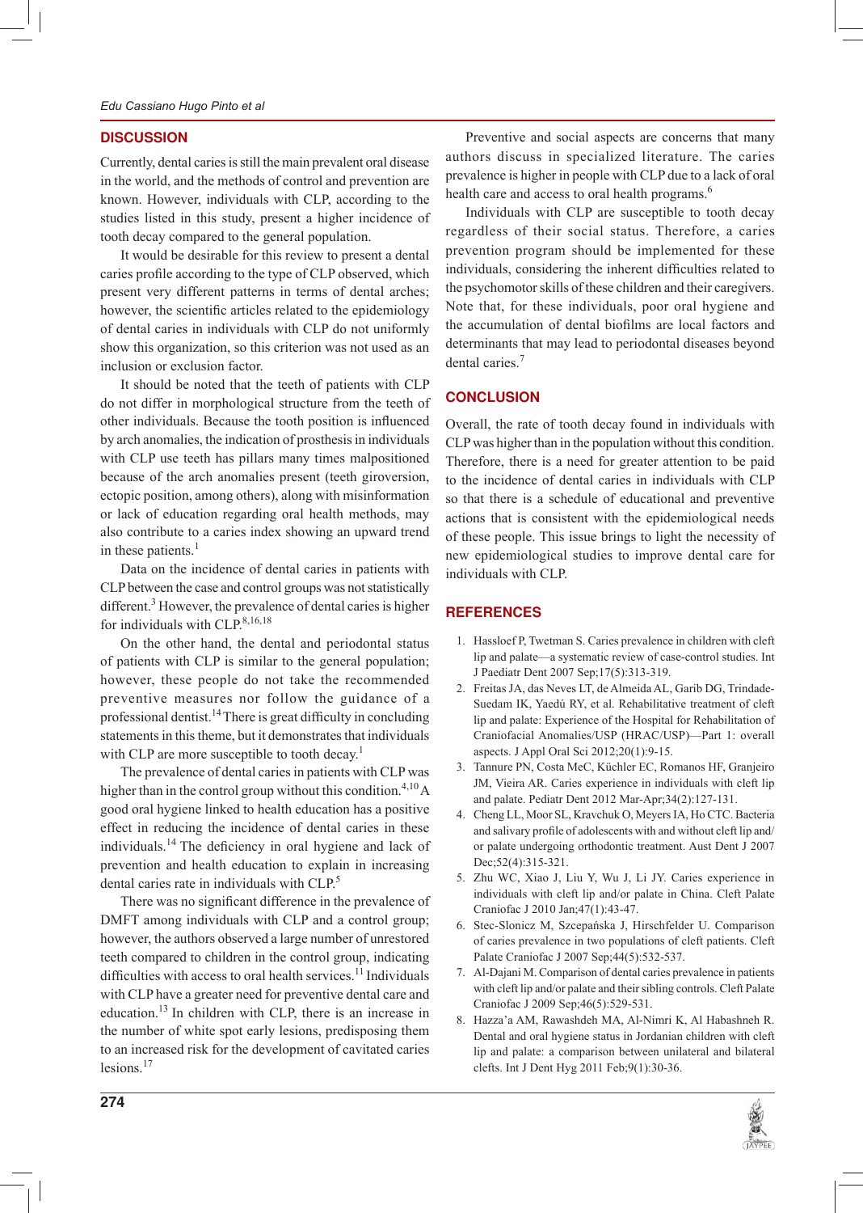## DISCUSSION

Currently, dental caries is still the main prevalent oral disease in the world, and the methods of control and prevention are known. However, individuals with CLP, according to the studies listed in this study, present a higher incidence of tooth decay compared to the general population.

It would be desirable for this review to present a dental caries profile according to the type of CLP observed, which present very different patterns in terms of dental arches; however, the scientific articles related to the epidemiology of dental caries in individuals with CLP do not uniformly show this organization, so this criterion was not used as an inclusion or exclusion factor.

It should be noted that the teeth of patients with CLP do not differ in morphological structure from the teeth of other individuals. Because the tooth position is influenced by arch anomalies, the indication of prosthesis in individuals with CLP use teeth has pillars many times malpositioned because of the arch anomalies present (teeth giroversion, ectopic position, among others), along with misinformation or lack of education regarding oral health methods, may also contribute to a caries index showing an upward trend in these patients.[1]

Data on the incidence of dental caries in patients with CLP between the case and control groups was not statistically different.[3] However, the prevalence of dental caries is higher for individuals with CLP.[8,16,18]

On the other hand, the dental and periodontal status of patients with CLP is similar to the general population; however, these people do not take the recommended preventive measures nor follow the guidance of a professional dentist.[14] There is great difficulty in concluding statements in this theme, but it demonstrates that individuals with CLP are more susceptible to tooth decay.[1]

The prevalence of dental caries in patients with CLP was higher than in the control group without this condition.[4,10] A good oral hygiene linked to health education has a positive effect in reducing the incidence of dental caries in these individuals.[14] The deficiency in oral hygiene and lack of prevention and health education to explain in increasing dental caries rate in individuals with CLP.[5]

There was no significant difference in the prevalence of DMFT among individuals with CLP and a control group; however, the authors observed a large number of unrestored teeth compared to children in the control group, indicating difficulties with access to oral health services.[11] Individuals with CLP have a greater need for preventive dental care and education.[13] In children with CLP, there is an increase in the number of white spot early lesions, predisposing them to an increased risk for the development of cavitated caries lesions.[17]

Preventive and social aspects are concerns that many authors discuss in specialized literature. The caries prevalence is higher in people with CLP due to a lack of oral health care and access to oral health programs.[6]

Individuals with CLP are susceptible to tooth decay regardless of their social status. Therefore, a caries prevention program should be implemented for these individuals, considering the inherent difficulties related to the psychomotor skills of these children and their caregivers. Note that, for these individuals, poor oral hygiene and the accumulation of dental biofilms are local factors and determinants that may lead to periodontal diseases beyond dental caries.[7]

## CONCLUSION

Overall, the rate of tooth decay found in individuals with CLP was higher than in the population without this condition. Therefore, there is a need for greater attention to be paid to the incidence of dental caries in individuals with CLP so that there is a schedule of educational and preventive actions that is consistent with the epidemiological needs of these people. This issue brings to light the necessity of new epidemiological studies to improve dental care for individuals with CLP.

## REFERENCES

1. Hassloef P, Twetman S. Caries prevalence in children with cleft lip and palate—a systematic review of case-control studies. Int J Paediatr Dent 2007 Sep;17(5):313-319.
2. Freitas JA, das Neves LT, de Almeida AL, Garib DG, Trindade-Suedam IK, Yaedú RY, et al. Rehabilitative treatment of cleft lip and palate: Experience of the Hospital for Rehabilitation of Craniofacial Anomalies/USP (HRAC/USP)—Part 1: overall aspects. J Appl Oral Sci 2012;20(1):9-15.
3. Tannure PN, Costa MeC, Küchler EC, Romanos HF, Granjeiro JM, Vieira AR. Caries experience in individuals with cleft lip and palate. Pediatr Dent 2012 Mar-Apr;34(2):127-131.
4. Cheng LL, Moor SL, Kravchuk O, Meyers IA, Ho CTC. Bacteria and salivary profile of adolescents with and without cleft lip and/or palate undergoing orthodontic treatment. Aust Dent J 2007 Dec;52(4):315-321.
5. Zhu WC, Xiao J, Liu Y, Wu J, Li JY. Caries experience in individuals with cleft lip and/or palate in China. Cleft Palate Craniofac J 2010 Jan;47(1):43-47.
6. Stec-Slonicz M, Szczepańska J, Hirschfelder U. Comparison of caries prevalence in two populations of cleft patients. Cleft Palate Craniofac J 2007 Sep;44(5):532-537.
7. Al-Dajani M. Comparison of dental caries prevalence in patients with cleft lip and/or palate and their sibling controls. Cleft Palate Craniofac J 2009 Sep;46(5):529-531.
8. Hazza'a AM, Rawashdeh MA, Al-Nimri K, Al Habashneh R. Dental and oral hygiene status in Jordanian children with cleft lip and palate: a comparison between unilateral and bilateral clefts. Int J Dent Hyg 2011 Feb;9(1):30-36.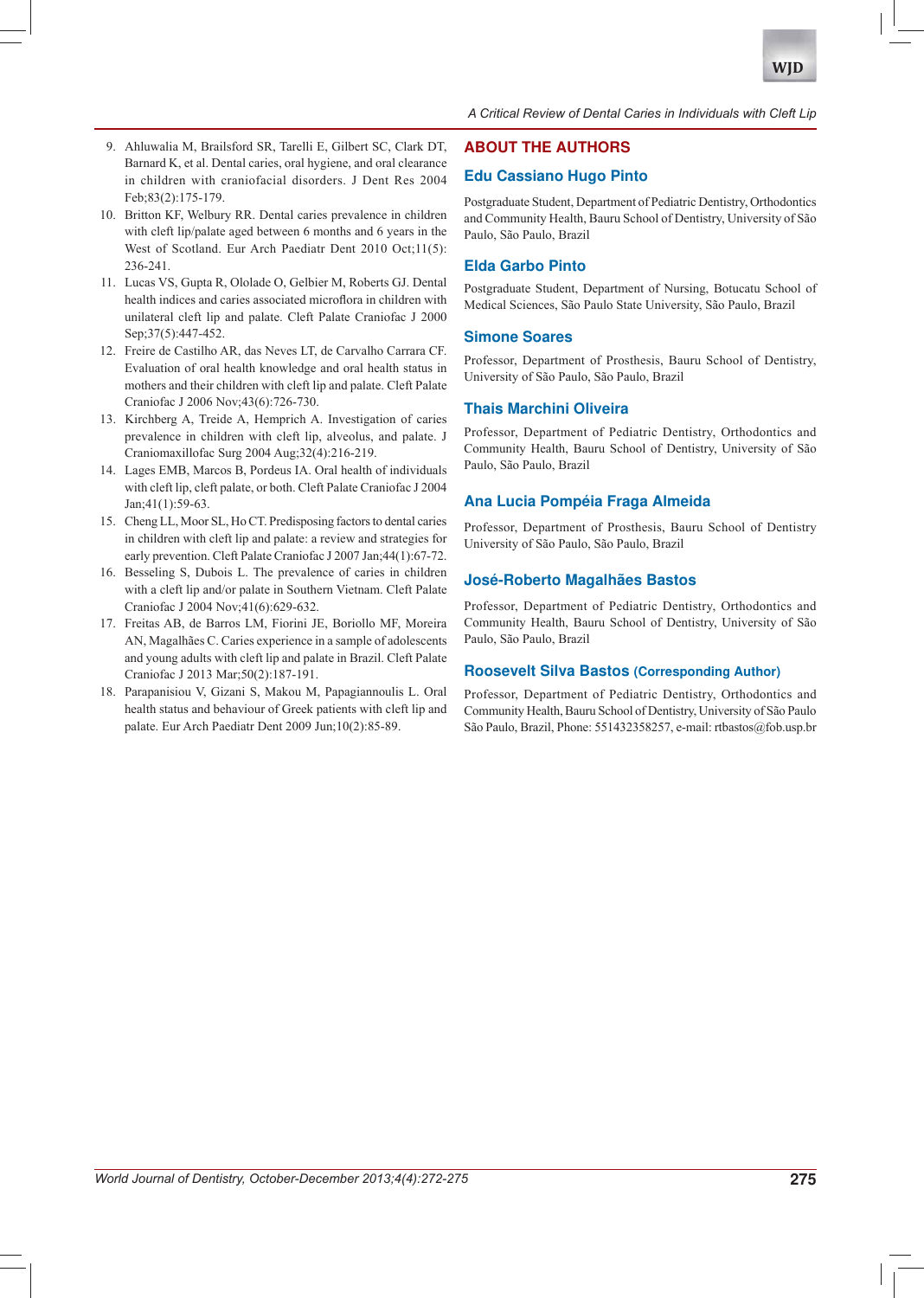9. Ahluwalia M, Brailsford SR, Tarelli E, Gilbert SC, Clark DT, Barnard K, et al. Dental caries, oral hygiene, and oral clearance in children with craniofacial disorders. J Dent Res 2004 Feb;83(2):175-179.
10. Britton KF, Welbury RR. Dental caries prevalence in children with cleft lip/palate aged between 6 months and 6 years in the West of Scotland. Eur Arch Paediatr Dent 2010 Oct;11(5): 236-241.
11. Lucas VS, Gupta R, Ololade O, Gelbier M, Roberts GJ. Dental health indices and caries associated microflora in children with unilateral cleft lip and palate. Cleft Palate Craniofac J 2000 Sep;37(5):447-452.
12. Freire de Castilho AR, das Neves LT, de Carvalho Carrara CF. Evaluation of oral health knowledge and oral health status in mothers and their children with cleft lip and palate. Cleft Palate Craniofac J 2006 Nov;43(6):726-730.
13. Kirchberg A, Treide A, Hemprich A. Investigation of caries prevalence in children with cleft lip, alveolus, and palate. J Craniomaxillofac Surg 2004 Aug;32(4):216-219.
14. Lages EMB, Marcos B, Pordeus IA. Oral health of individuals with cleft lip, cleft palate, or both. Cleft Palate Craniofac J 2004 Jan;41(1):59-63.
15. Cheng LL, Moor SL, Ho CT. Predisposing factors to dental caries in children with cleft lip and palate: a review and strategies for early prevention. Cleft Palate Craniofac J 2007 Jan;44(1):67-72.
16. Besseling S, Dubois L. The prevalence of caries in children with a cleft lip and/or palate in Southern Vietnam. Cleft Palate Craniofac J 2004 Nov;41(6):629-632.
17. Freitas AB, de Barros LM, Fiorini JE, Boriollo MF, Moreira AN, Magalhães C. Caries experience in a sample of adolescents and young adults with cleft lip and palate in Brazil. Cleft Palate Craniofac J 2013 Mar;50(2):187-191.
18. Parapanisiou V, Gizani S, Makou M, Papagiannoulis L. Oral health status and behaviour of Greek patients with cleft lip and palate. Eur Arch Paediatr Dent 2009 Jun;10(2):85-89.

## ABOUT THE AUTHORS

### Edu Cassiano Hugo Pinto

Postgraduate Student, Department of Pediatric Dentistry, Orthodontics and Community Health, Bauru School of Dentistry, University of São Paulo, São Paulo, Brazil

### Elda Garbo Pinto

Postgraduate Student, Department of Nursing, Botucatu School of Medical Sciences, São Paulo State University, São Paulo, Brazil

### Simone Soares

Professor, Department of Prosthesis, Bauru School of Dentistry, University of São Paulo, São Paulo, Brazil

### Thais Marchini Oliveira

Professor, Department of Pediatric Dentistry, Orthodontics and Community Health, Bauru School of Dentistry, University of São Paulo, São Paulo, Brazil

### Ana Lucia Pompéia Fraga Almeida

Professor, Department of Prosthesis, Bauru School of Dentistry University of São Paulo, São Paulo, Brazil

### José-Roberto Magalhães Bastos

Professor, Department of Pediatric Dentistry, Orthodontics and Community Health, Bauru School of Dentistry, University of São Paulo, São Paulo, Brazil

### Roosevelt Silva Bastos (Corresponding Author)

Professor, Department of Pediatric Dentistry, Orthodontics and Community Health, Bauru School of Dentistry, University of São Paulo São Paulo, Brazil, Phone: 551432358257, e-mail: rtbastos@fob.usp.br